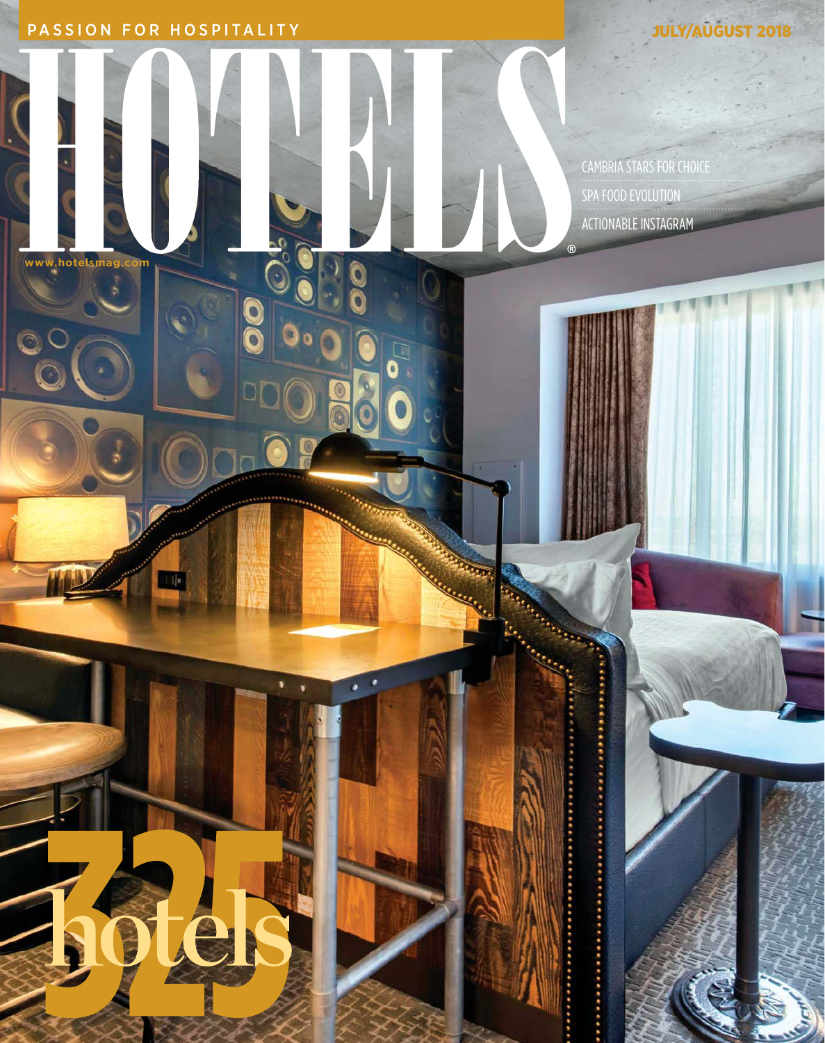PASSION FOR HOSPITALITY

JULY/AUGUST 2018

# HOTELS

www.hotelsmag.com

CAMBRIA STARS FOR CHOICE

SPA FOOD EVOLUTION

ACTIONABLE INSTAGRAM

## 325 hotels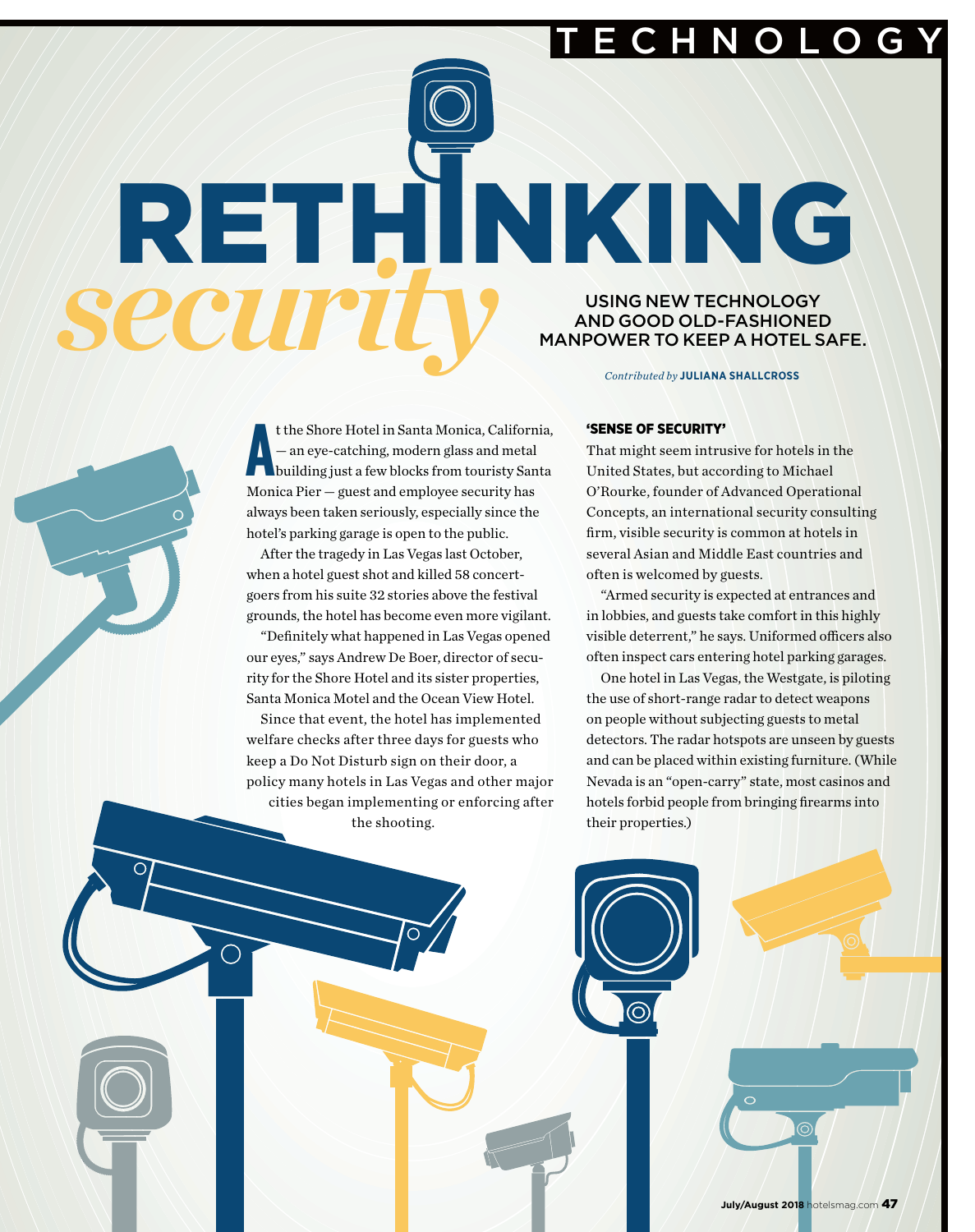# RETHINKING *security*

USING NEW TECHNOLOGY AND GOOD OLD-FASHIONED MANPOWER TO KEEP A HOTEL SAFE.

*Contributed by* **JULIANA SHALLCROSS**

At the Shore Hotel in Santa Monica, California, — an eye-catching, modern glass and metal building just a few blocks from touristy Santa Monica Pier — guest and employee security has always been taken seriously, especially since the hotel's parking garage is open to the public.

After the tragedy in Las Vegas last October, when a hotel guest shot and killed 58 concert-goers from his suite 32 stories above the festival grounds, the hotel has become even more vigilant.

"Definitely what happened in Las Vegas opened our eyes," says Andrew De Boer, director of security for the Shore Hotel and its sister properties, Santa Monica Motel and the Ocean View Hotel.

Since that event, the hotel has implemented welfare checks after three days for guests who keep a Do Not Disturb sign on their door, a policy many hotels in Las Vegas and other major cities began implementing or enforcing after the shooting.

## 'SENSE OF SECURITY'

That might seem intrusive for hotels in the United States, but according to Michael O'Rourke, founder of Advanced Operational Concepts, an international security consulting firm, visible security is common at hotels in several Asian and Middle East countries and often is welcomed by guests.

"Armed security is expected at entrances and in lobbies, and guests take comfort in this highly visible deterrent," he says. Uniformed officers also often inspect cars entering hotel parking garages.

One hotel in Las Vegas, the Westgate, is piloting the use of short-range radar to detect weapons on people without subjecting guests to metal detectors. The radar hotspots are unseen by guests and can be placed within existing furniture. (While Nevada is an "open-carry" state, most casinos and hotels forbid people from bringing firearms into their properties.)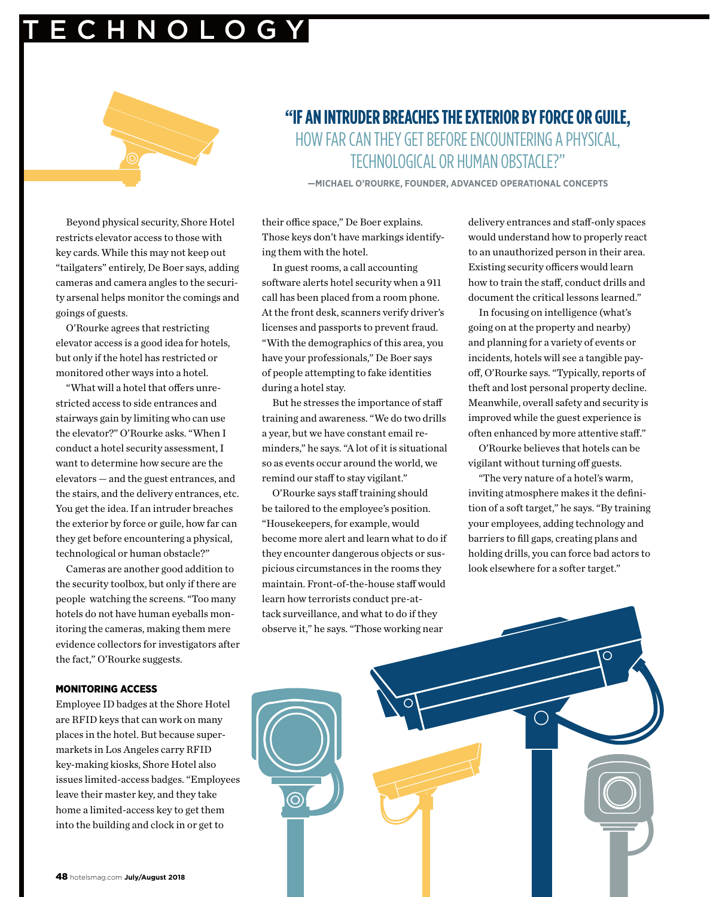> **"IF AN INTRUDER BREACHES THE EXTERIOR BY FORCE OR GUILE,** HOW FAR CAN THEY GET BEFORE ENCOUNTERING A PHYSICAL, TECHNOLOGICAL OR HUMAN OBSTACLE?"
>
> **—MICHAEL O'ROURKE, FOUNDER, ADVANCED OPERATIONAL CONCEPTS**

Beyond physical security, Shore Hotel restricts elevator access to those with key cards. While this may not keep out "tailgaters" entirely, De Boer says, adding cameras and camera angles to the security arsenal helps monitor the comings and goings of guests.

O'Rourke agrees that restricting elevator access is a good idea for hotels, but only if the hotel has restricted or monitored other ways into a hotel.

"What will a hotel that offers unrestricted access to side entrances and stairways gain by limiting who can use the elevator?" O'Rourke asks. "When I conduct a hotel security assessment, I want to determine how secure are the elevators — and the guest entrances, and the stairs, and the delivery entrances, etc. You get the idea. If an intruder breaches the exterior by force or guile, how far can they get before encountering a physical, technological or human obstacle?"

Cameras are another good addition to the security toolbox, but only if there are people watching the screens. "Too many hotels do not have human eyeballs monitoring the cameras, making them mere evidence collectors for investigators after the fact," O'Rourke suggests.

### MONITORING ACCESS

Employee ID badges at the Shore Hotel are RFID keys that can work on many places in the hotel. But because supermarkets in Los Angeles carry RFID key-making kiosks, Shore Hotel also issues limited-access badges. "Employees leave their master key, and they take home a limited-access key to get them into the building and clock in or get to their office space," De Boer explains. Those keys don't have markings identifying them with the hotel.

In guest rooms, a call accounting software alerts hotel security when a 911 call has been placed from a room phone. At the front desk, scanners verify driver's licenses and passports to prevent fraud. "With the demographics of this area, you have your professionals," De Boer says of people attempting to fake identities during a hotel stay.

But he stresses the importance of staff training and awareness. "We do two drills a year, but we have constant email reminders," he says. "A lot of it is situational so as events occur around the world, we remind our staff to stay vigilant."

O'Rourke says staff training should be tailored to the employee's position. "Housekeepers, for example, would become more alert and learn what to do if they encounter dangerous objects or suspicious circumstances in the rooms they maintain. Front-of-the-house staff would learn how terrorists conduct pre-attack surveillance, and what to do if they observe it," he says. "Those working near delivery entrances and staff-only spaces would understand how to properly react to an unauthorized person in their area. Existing security officers would learn how to train the staff, conduct drills and document the critical lessons learned."

In focusing on intelligence (what's going on at the property and nearby) and planning for a variety of events or incidents, hotels will see a tangible payoff, O'Rourke says. "Typically, reports of theft and lost personal property decline. Meanwhile, overall safety and security is improved while the guest experience is often enhanced by more attentive staff."

O'Rourke believes that hotels can be vigilant without turning off guests.

"The very nature of a hotel's warm, inviting atmosphere makes it the definition of a soft target," he says. "By training your employees, adding technology and barriers to fill gaps, creating plans and holding drills, you can force bad actors to look elsewhere for a softer target."